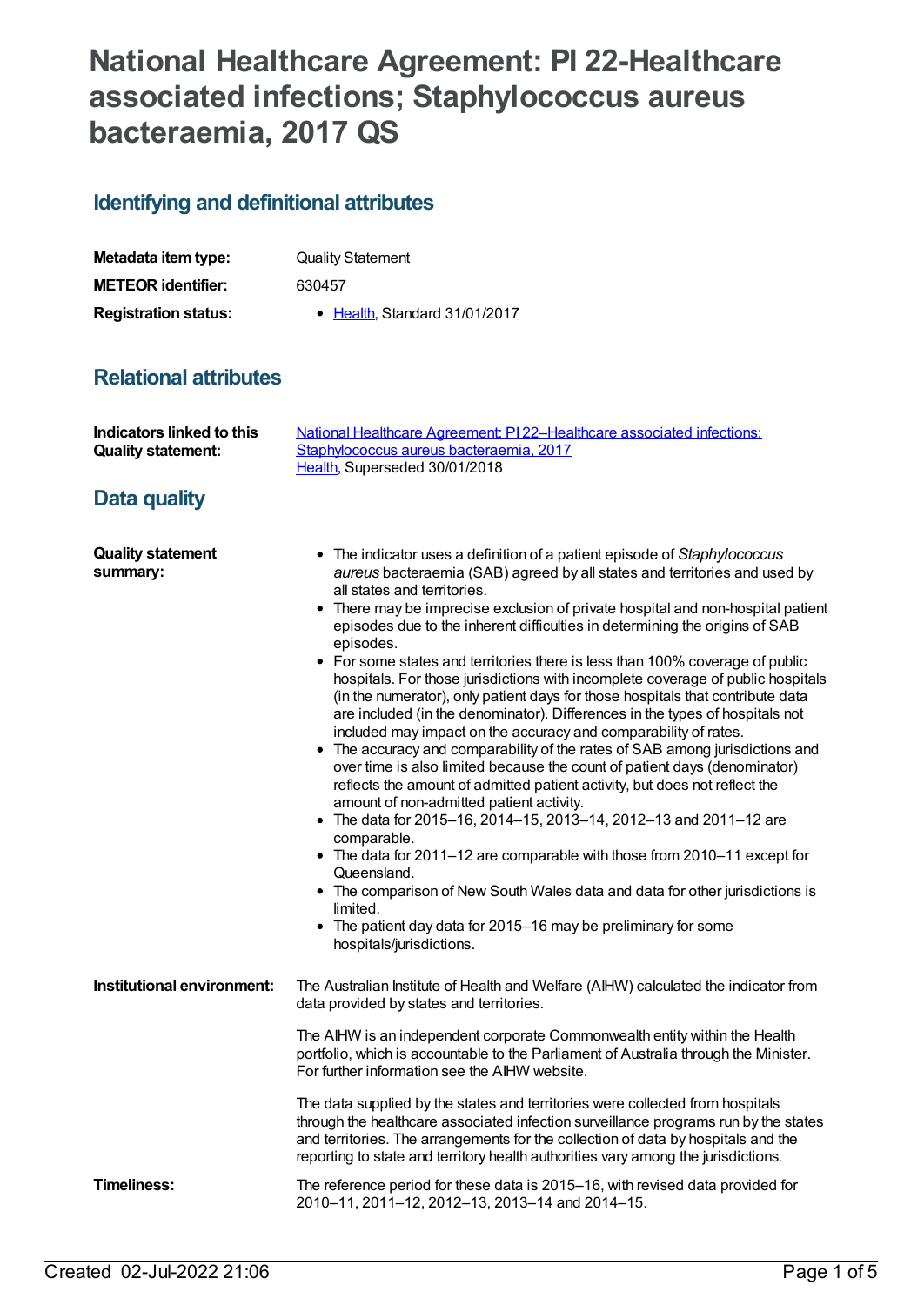# National Healthcare Agreement: PI 22-Healthcare associated infections; Staphylococcus aureus bacteraemia, 2017 QS

## Identifying and definitional attributes

| | |
|---|---|
| **Metadata item type:** | Quality Statement |
| **METEOR identifier:** | 630457 |
| **Registration status:** | • Health, Standard 31/01/2017 |

## Relational attributes

| | |
|---|---|
| **Indicators linked to this Quality statement:** | National Healthcare Agreement: PI 22–Healthcare associated infections: Staphylococcus aureus bacteraemia, 2017<br>Health, Superseded 30/01/2018 |

## Data quality

**Quality statement summary:**

- The indicator uses a definition of a patient episode of *Staphylococcus aureus* bacteraemia (SAB) agreed by all states and territories and used by all states and territories.
- There may be imprecise exclusion of private hospital and non-hospital patient episodes due to the inherent difficulties in determining the origins of SAB episodes.
- For some states and territories there is less than 100% coverage of public hospitals. For those jurisdictions with incomplete coverage of public hospitals (in the numerator), only patient days for those hospitals that contribute data are included (in the denominator). Differences in the types of hospitals not included may impact on the accuracy and comparability of rates.
- The accuracy and comparability of the rates of SAB among jurisdictions and over time is also limited because the count of patient days (denominator) reflects the amount of admitted patient activity, but does not reflect the amount of non-admitted patient activity.
- The data for 2015–16, 2014–15, 2013–14, 2012–13 and 2011–12 are comparable.
- The data for 2011–12 are comparable with those from 2010–11 except for Queensland.
- The comparison of New South Wales data and data for other jurisdictions is limited.
- The patient day data for 2015–16 may be preliminary for some hospitals/jurisdictions.

**Institutional environment:**

The Australian Institute of Health and Welfare (AIHW) calculated the indicator from data provided by states and territories.

The AIHW is an independent corporate Commonwealth entity within the Health portfolio, which is accountable to the Parliament of Australia through the Minister. For further information see the AIHW website.

The data supplied by the states and territories were collected from hospitals through the healthcare associated infection surveillance programs run by the states and territories. The arrangements for the collection of data by hospitals and the reporting to state and territory health authorities vary among the jurisdictions.

**Timeliness:**

The reference period for these data is 2015–16, with revised data provided for 2010–11, 2011–12, 2012–13, 2013–14 and 2014–15.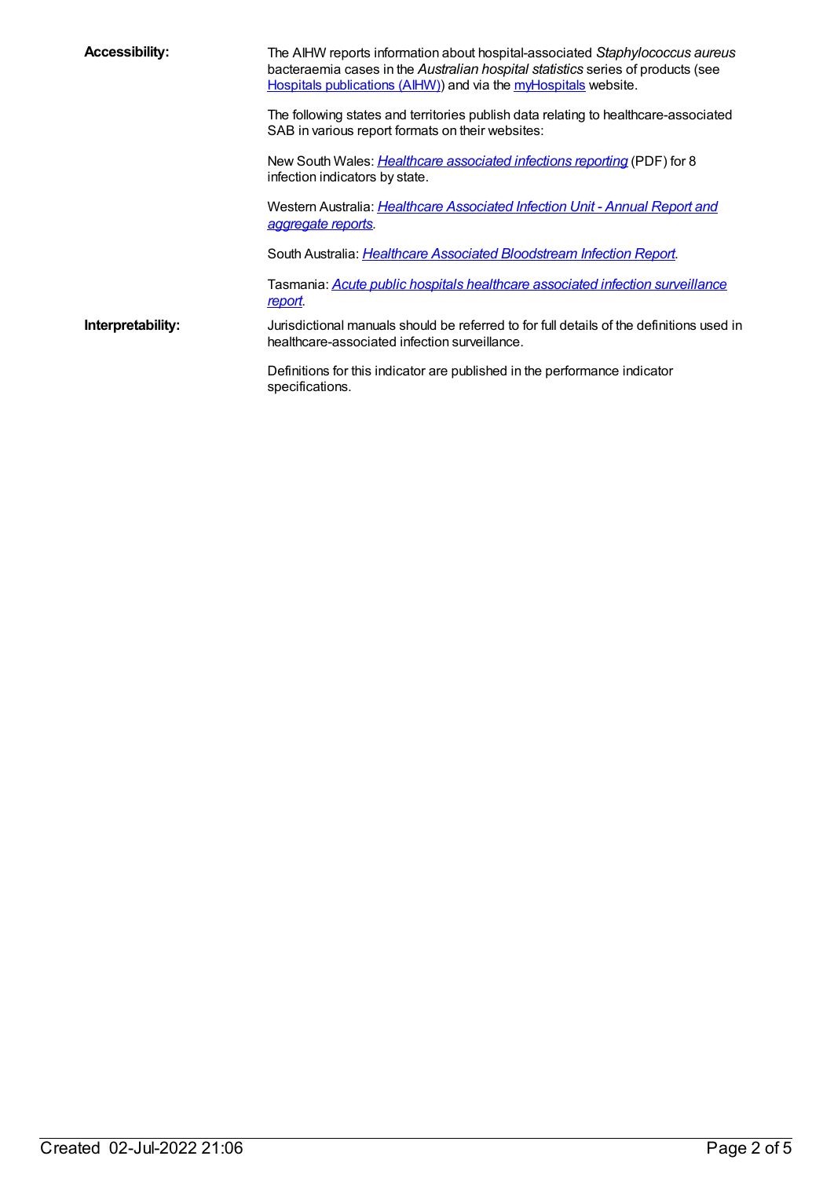**Accessibility:**

The AIHW reports information about hospital-associated *Staphylococcus aureus* bacteraemia cases in the *Australian hospital statistics* series of products (see Hospitals publications (AIHW)) and via the myHospitals website.

The following states and territories publish data relating to healthcare-associated SAB in various report formats on their websites:

New South Wales: *Healthcare associated infections reporting* (PDF) for 8 infection indicators by state.

Western Australia: *Healthcare Associated Infection Unit - Annual Report and aggregate reports*.

South Australia: *Healthcare Associated Bloodstream Infection Report*.

Tasmania: *Acute public hospitals healthcare associated infection surveillance report*.

**Interpretability:**

Jurisdictional manuals should be referred to for full details of the definitions used in healthcare-associated infection surveillance.

Definitions for this indicator are published in the performance indicator specifications.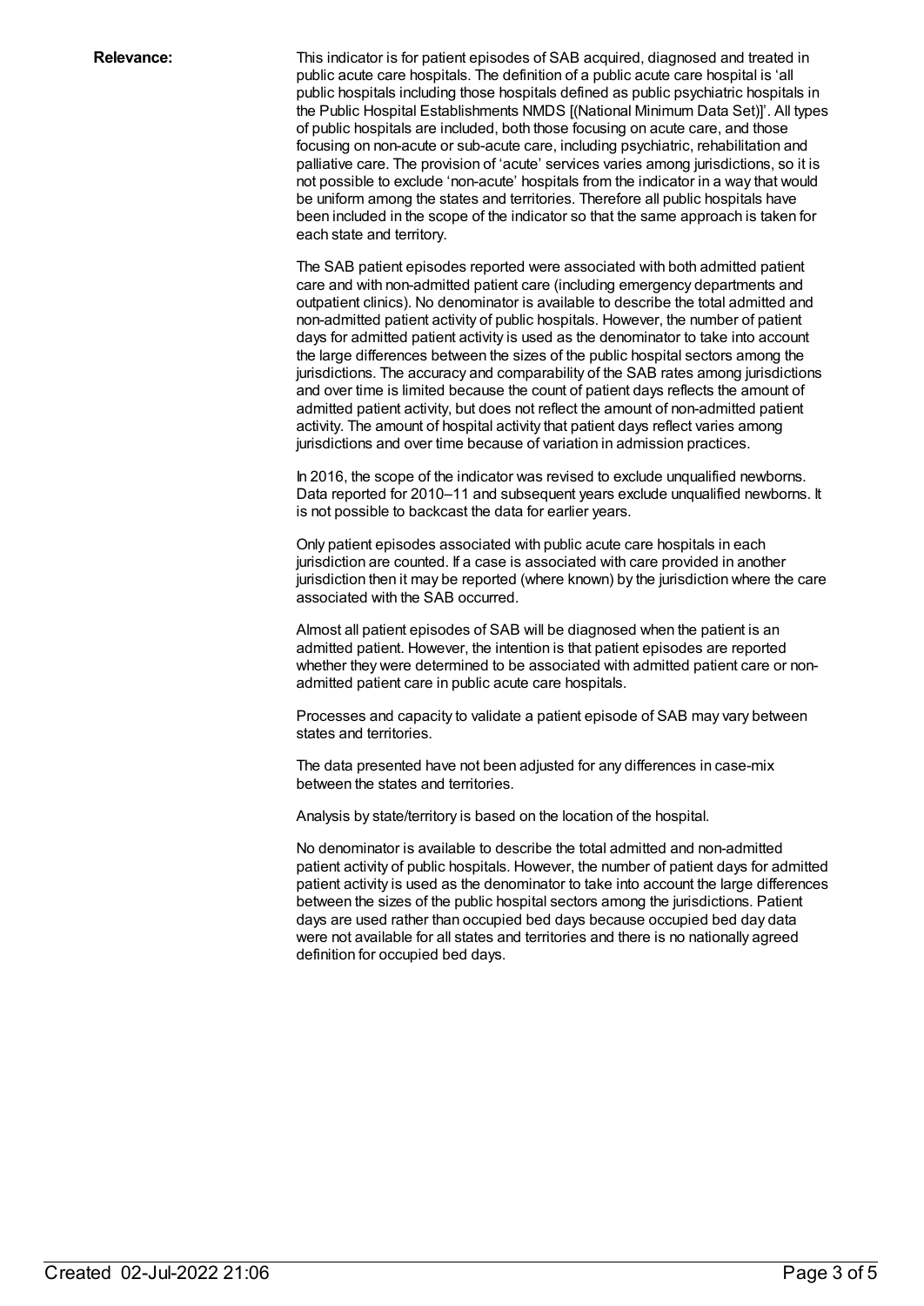**Relevance:**

This indicator is for patient episodes of SAB acquired, diagnosed and treated in public acute care hospitals. The definition of a public acute care hospital is 'all public hospitals including those hospitals defined as public psychiatric hospitals in the Public Hospital Establishments NMDS [(National Minimum Data Set)]'. All types of public hospitals are included, both those focusing on acute care, and those focusing on non-acute or sub-acute care, including psychiatric, rehabilitation and palliative care. The provision of 'acute' services varies among jurisdictions, so it is not possible to exclude 'non-acute' hospitals from the indicator in a way that would be uniform among the states and territories. Therefore all public hospitals have been included in the scope of the indicator so that the same approach is taken for each state and territory.

The SAB patient episodes reported were associated with both admitted patient care and with non-admitted patient care (including emergency departments and outpatient clinics). No denominator is available to describe the total admitted and non-admitted patient activity of public hospitals. However, the number of patient days for admitted patient activity is used as the denominator to take into account the large differences between the sizes of the public hospital sectors among the jurisdictions. The accuracy and comparability of the SAB rates among jurisdictions and over time is limited because the count of patient days reflects the amount of admitted patient activity, but does not reflect the amount of non-admitted patient activity. The amount of hospital activity that patient days reflect varies among jurisdictions and over time because of variation in admission practices.

In 2016, the scope of the indicator was revised to exclude unqualified newborns. Data reported for 2010–11 and subsequent years exclude unqualified newborns. It is not possible to backcast the data for earlier years.

Only patient episodes associated with public acute care hospitals in each jurisdiction are counted. If a case is associated with care provided in another jurisdiction then it may be reported (where known) by the jurisdiction where the care associated with the SAB occurred.

Almost all patient episodes of SAB will be diagnosed when the patient is an admitted patient. However, the intention is that patient episodes are reported whether they were determined to be associated with admitted patient care or non-admitted patient care in public acute care hospitals.

Processes and capacity to validate a patient episode of SAB may vary between states and territories.

The data presented have not been adjusted for any differences in case-mix between the states and territories.

Analysis by state/territory is based on the location of the hospital.

No denominator is available to describe the total admitted and non-admitted patient activity of public hospitals. However, the number of patient days for admitted patient activity is used as the denominator to take into account the large differences between the sizes of the public hospital sectors among the jurisdictions. Patient days are used rather than occupied bed days because occupied bed day data were not available for all states and territories and there is no nationally agreed definition for occupied bed days.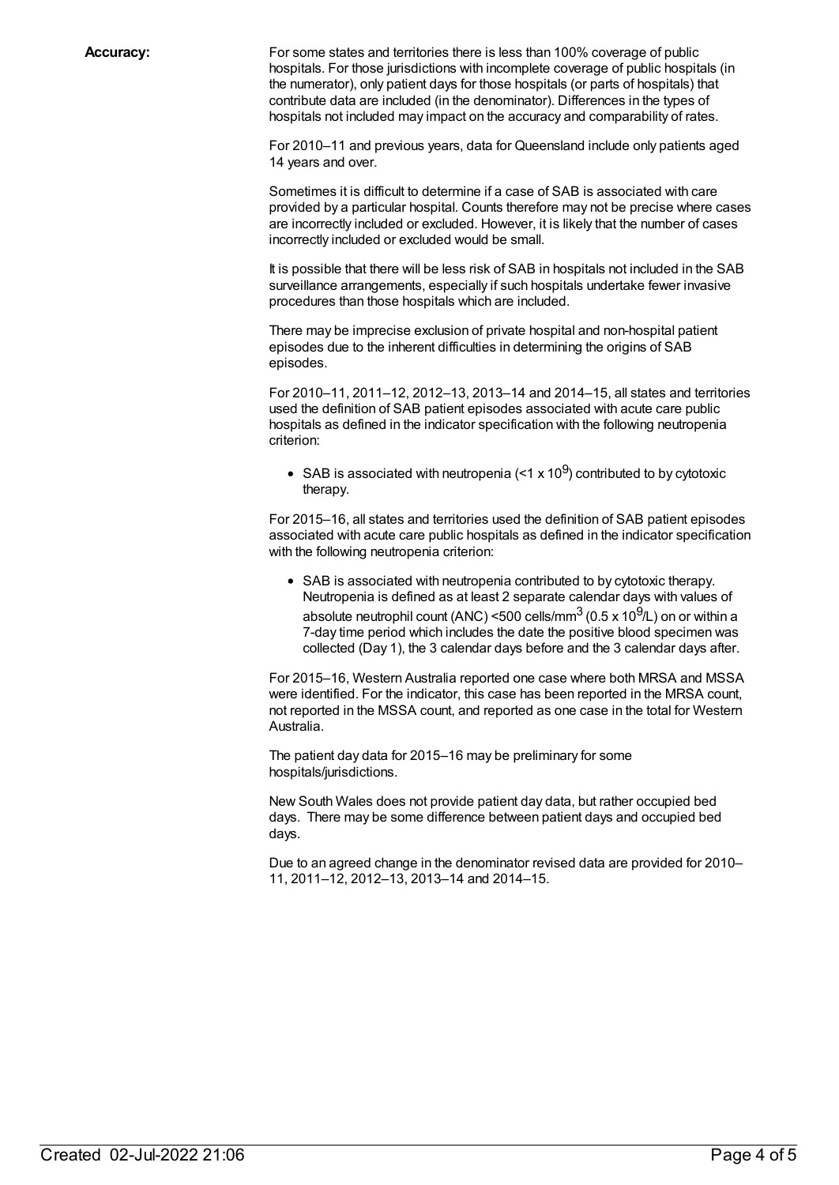**Accuracy:**

For some states and territories there is less than 100% coverage of public hospitals. For those jurisdictions with incomplete coverage of public hospitals (in the numerator), only patient days for those hospitals (or parts of hospitals) that contribute data are included (in the denominator). Differences in the types of hospitals not included may impact on the accuracy and comparability of rates.

For 2010–11 and previous years, data for Queensland include only patients aged 14 years and over.

Sometimes it is difficult to determine if a case of SAB is associated with care provided by a particular hospital. Counts therefore may not be precise where cases are incorrectly included or excluded. However, it is likely that the number of cases incorrectly included or excluded would be small.

It is possible that there will be less risk of SAB in hospitals not included in the SAB surveillance arrangements, especially if such hospitals undertake fewer invasive procedures than those hospitals which are included.

There may be imprecise exclusion of private hospital and non-hospital patient episodes due to the inherent difficulties in determining the origins of SAB episodes.

For 2010–11, 2011–12, 2012–13, 2013–14 and 2014–15, all states and territories used the definition of SAB patient episodes associated with acute care public hospitals as defined in the indicator specification with the following neutropenia criterion:

- SAB is associated with neutropenia ($<1 \times 10^9$) contributed to by cytotoxic therapy.

For 2015–16, all states and territories used the definition of SAB patient episodes associated with acute care public hospitals as defined in the indicator specification with the following neutropenia criterion:

- SAB is associated with neutropenia contributed to by cytotoxic therapy. Neutropenia is defined as at least 2 separate calendar days with values of absolute neutrophil count (ANC) <500 cells/mm$^3$ ($0.5 \times 10^9$/L) on or within a 7-day time period which includes the date the positive blood specimen was collected (Day 1), the 3 calendar days before and the 3 calendar days after.

For 2015–16, Western Australia reported one case where both MRSA and MSSA were identified. For the indicator, this case has been reported in the MRSA count, not reported in the MSSA count, and reported as one case in the total for Western Australia.

The patient day data for 2015–16 may be preliminary for some hospitals/jurisdictions.

New South Wales does not provide patient day data, but rather occupied bed days. There may be some difference between patient days and occupied bed days.

Due to an agreed change in the denominator revised data are provided for 2010–11, 2011–12, 2012–13, 2013–14 and 2014–15.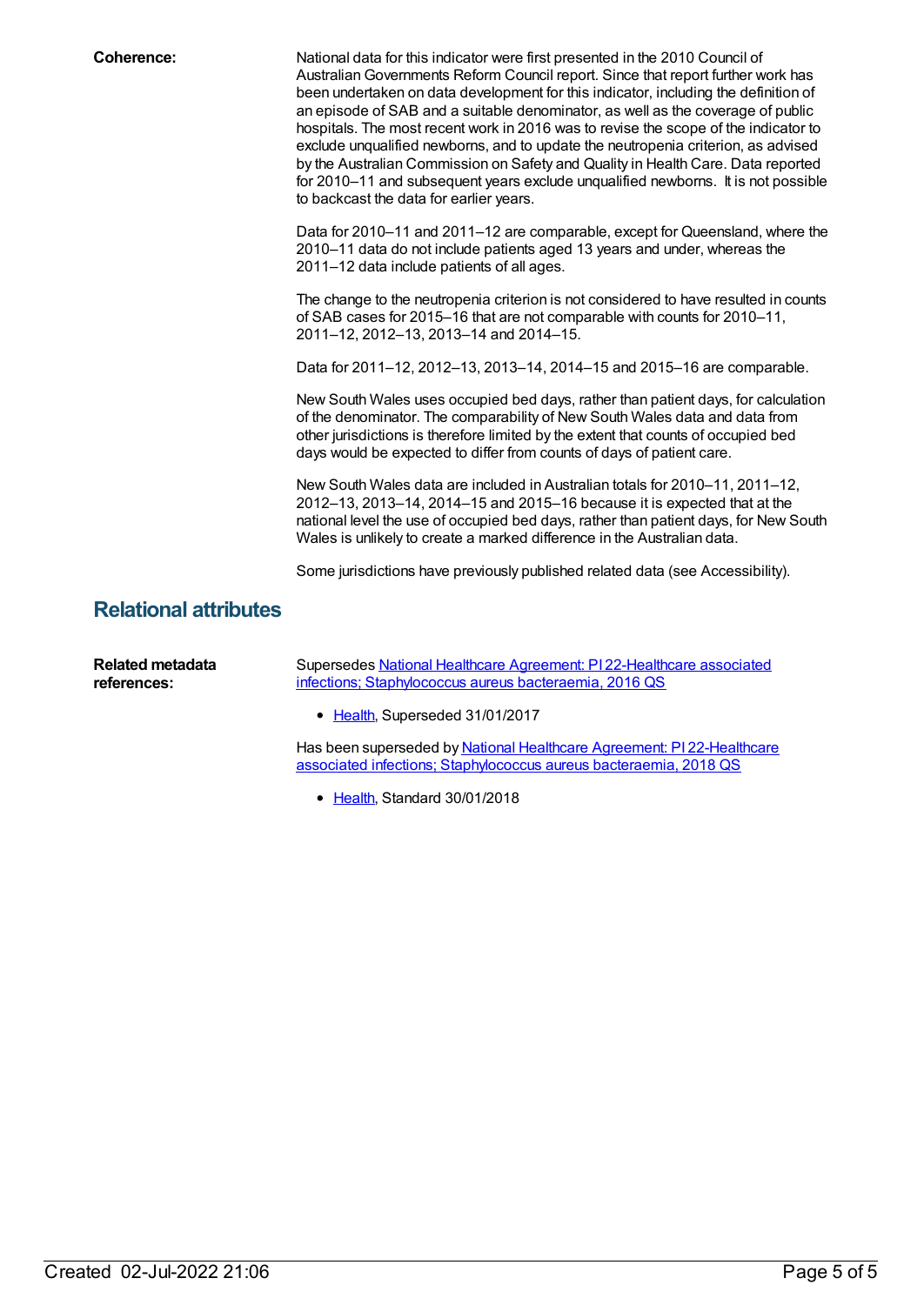**Coherence:**

National data for this indicator were first presented in the 2010 Council of Australian Governments Reform Council report. Since that report further work has been undertaken on data development for this indicator, including the definition of an episode of SAB and a suitable denominator, as well as the coverage of public hospitals. The most recent work in 2016 was to revise the scope of the indicator to exclude unqualified newborns, and to update the neutropenia criterion, as advised by the Australian Commission on Safety and Quality in Health Care. Data reported for 2010–11 and subsequent years exclude unqualified newborns. It is not possible to backcast the data for earlier years.

Data for 2010–11 and 2011–12 are comparable, except for Queensland, where the 2010–11 data do not include patients aged 13 years and under, whereas the 2011–12 data include patients of all ages.

The change to the neutropenia criterion is not considered to have resulted in counts of SAB cases for 2015–16 that are not comparable with counts for 2010–11, 2011–12, 2012–13, 2013–14 and 2014–15.

Data for 2011–12, 2012–13, 2013–14, 2014–15 and 2015–16 are comparable.

New South Wales uses occupied bed days, rather than patient days, for calculation of the denominator. The comparability of New South Wales data and data from other jurisdictions is therefore limited by the extent that counts of occupied bed days would be expected to differ from counts of days of patient care.

New South Wales data are included in Australian totals for 2010–11, 2011–12, 2012–13, 2013–14, 2014–15 and 2015–16 because it is expected that at the national level the use of occupied bed days, rather than patient days, for New South Wales is unlikely to create a marked difference in the Australian data.

Some jurisdictions have previously published related data (see Accessibility).

## Relational attributes

**Related metadata references:**

Supersedes National Healthcare Agreement: PI 22-Healthcare associated infections; Staphylococcus aureus bacteraemia, 2016 QS

- Health, Superseded 31/01/2017

Has been superseded by National Healthcare Agreement: PI 22-Healthcare associated infections; Staphylococcus aureus bacteraemia, 2018 QS

- Health, Standard 30/01/2018